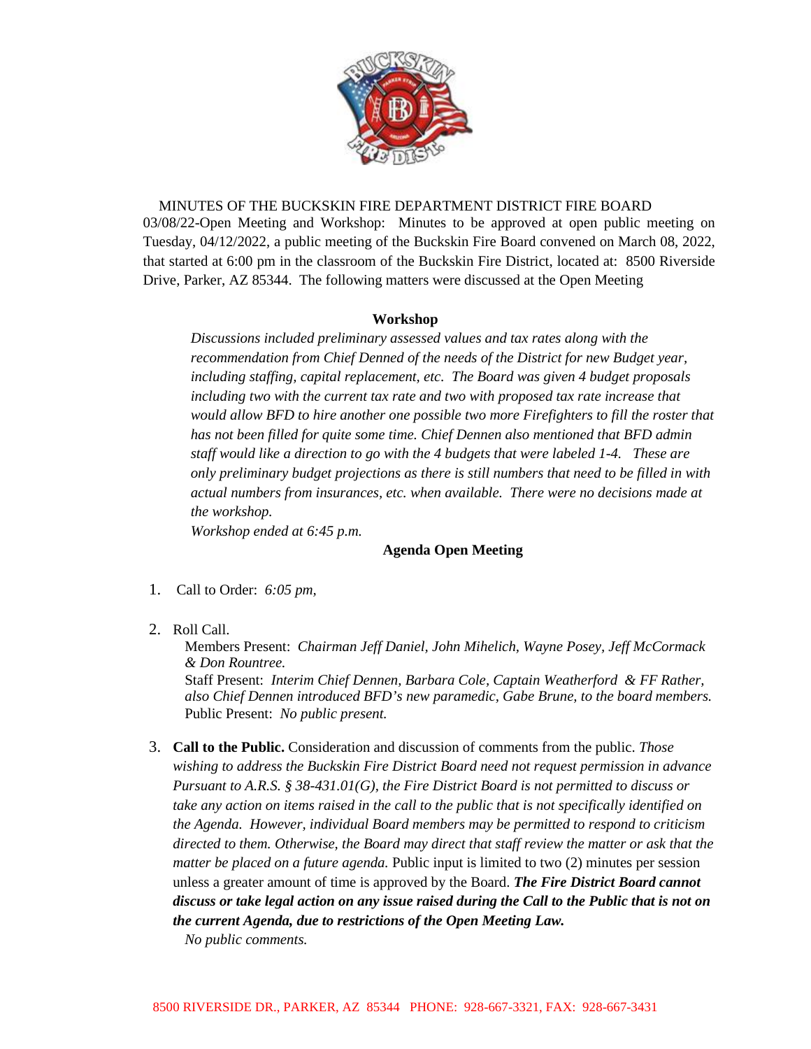MINUTES OF THE BUCKSKIN FIRE DEPARTMENT DISTRICT FIRE BOARD

03/08/22-Open Meeting and Workshop: Minutes to be approved at open public meeting on Tuesday, 04/12/2022, a public meeting of the Buckskin Fire Board convened on March 08, 2022, that started at 6:00 pm in the classroom of the Buckskin Fire District, located at: 8500 Riverside Drive, Parker, AZ 85344. The following matters were discussed at the Open Meeting

**Workshop**

*Discussions included preliminary assessed values and tax rates along with the recommendation from Chief Denned of the needs of the District for new Budget year, including staffing, capital replacement, etc. The Board was given 4 budget proposals including two with the current tax rate and two with proposed tax rate increase that would allow BFD to hire another one possible two more Firefighters to fill the roster that has not been filled for quite some time. Chief Dennen also mentioned that BFD admin staff would like a direction to go with the 4 budgets that were labeled 1-4. These are only preliminary budget projections as there is still numbers that need to be filled in with actual numbers from insurances, etc. when available. There were no decisions made at the workshop.*

*Workshop ended at 6:45 p.m.*

**Agenda Open Meeting**

1. Call to Order: *6:05 pm,*

2. Roll Call.

   Members Present: *Chairman Jeff Daniel, John Mihelich, Wayne Posey, Jeff McCormack & Don Rountree.*

   Staff Present: *Interim Chief Dennen, Barbara Cole, Captain Weatherford & FF Rather, also Chief Dennen introduced BFD's new paramedic, Gabe Brune, to the board members.*

   Public Present: *No public present.*

3. **Call to the Public.** Consideration and discussion of comments from the public. *Those wishing to address the Buckskin Fire District Board need not request permission in advance Pursuant to A.R.S. § 38-431.01(G), the Fire District Board is not permitted to discuss or take any action on items raised in the call to the public that is not specifically identified on the Agenda. However, individual Board members may be permitted to respond to criticism directed to them. Otherwise, the Board may direct that staff review the matter or ask that the matter be placed on a future agenda.* Public input is limited to two (2) minutes per session unless a greater amount of time is approved by the Board. ***The Fire District Board cannot discuss or take legal action on any issue raised during the Call to the Public that is not on the current Agenda, due to restrictions of the Open Meeting Law.***

   *No public comments.*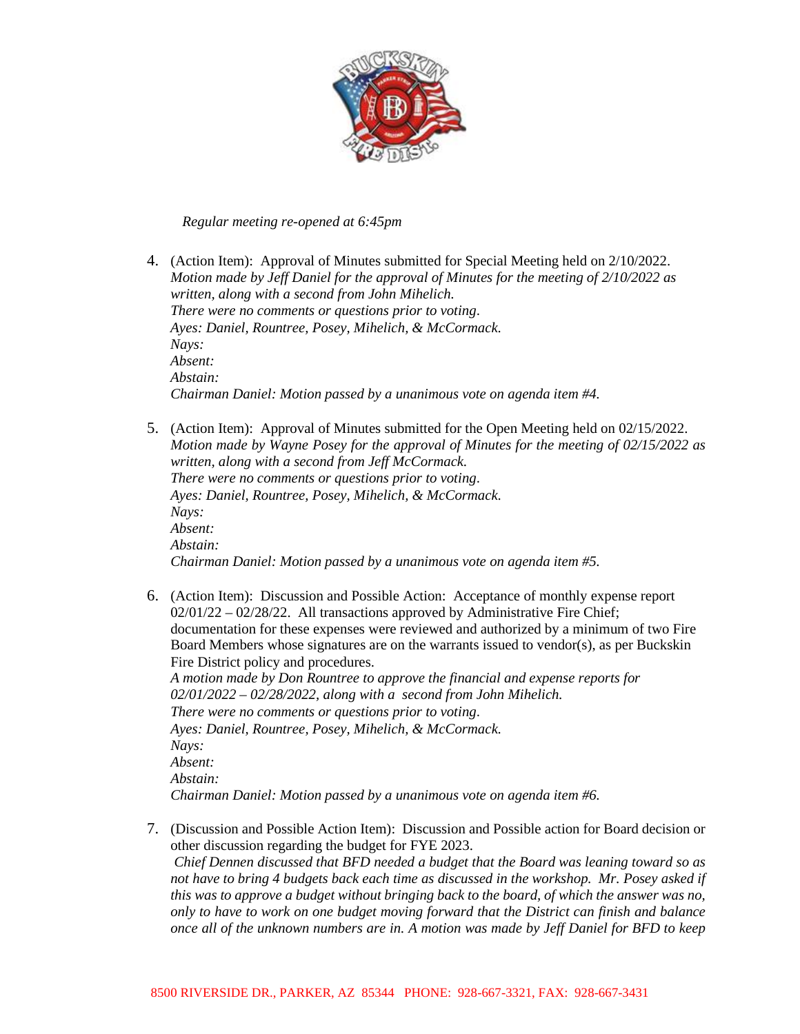*Regular meeting re-opened at 6:45pm*

4. (Action Item): Approval of Minutes submitted for Special Meeting held on 2/10/2022.
   *Motion made by Jeff Daniel for the approval of Minutes for the meeting of 2/10/2022 as written, along with a second from John Mihelich.*
   *There were no comments or questions prior to voting.*
   *Ayes: Daniel, Rountree, Posey, Mihelich, & McCormack.*
   *Nays:*
   *Absent:*
   *Abstain:*
   *Chairman Daniel: Motion passed by a unanimous vote on agenda item #4.*

5. (Action Item): Approval of Minutes submitted for the Open Meeting held on 02/15/2022.
   *Motion made by Wayne Posey for the approval of Minutes for the meeting of 02/15/2022 as written, along with a second from Jeff McCormack.*
   *There were no comments or questions prior to voting.*
   *Ayes: Daniel, Rountree, Posey, Mihelich, & McCormack.*
   *Nays:*
   *Absent:*
   *Abstain:*
   *Chairman Daniel: Motion passed by a unanimous vote on agenda item #5.*

6. (Action Item): Discussion and Possible Action: Acceptance of monthly expense report 02/01/22 – 02/28/22. All transactions approved by Administrative Fire Chief; documentation for these expenses were reviewed and authorized by a minimum of two Fire Board Members whose signatures are on the warrants issued to vendor(s), as per Buckskin Fire District policy and procedures.
   *A motion made by Don Rountree to approve the financial and expense reports for 02/01/2022 – 02/28/2022, along with a second from John Mihelich.*
   *There were no comments or questions prior to voting.*
   *Ayes: Daniel, Rountree, Posey, Mihelich, & McCormack.*
   *Nays:*
   *Absent:*
   *Abstain:*
   *Chairman Daniel: Motion passed by a unanimous vote on agenda item #6.*

7. (Discussion and Possible Action Item): Discussion and Possible action for Board decision or other discussion regarding the budget for FYE 2023.
   *Chief Dennen discussed that BFD needed a budget that the Board was leaning toward so as not have to bring 4 budgets back each time as discussed in the workshop. Mr. Posey asked if this was to approve a budget without bringing back to the board, of which the answer was no, only to have to work on one budget moving forward that the District can finish and balance once all of the unknown numbers are in. A motion was made by Jeff Daniel for BFD to keep*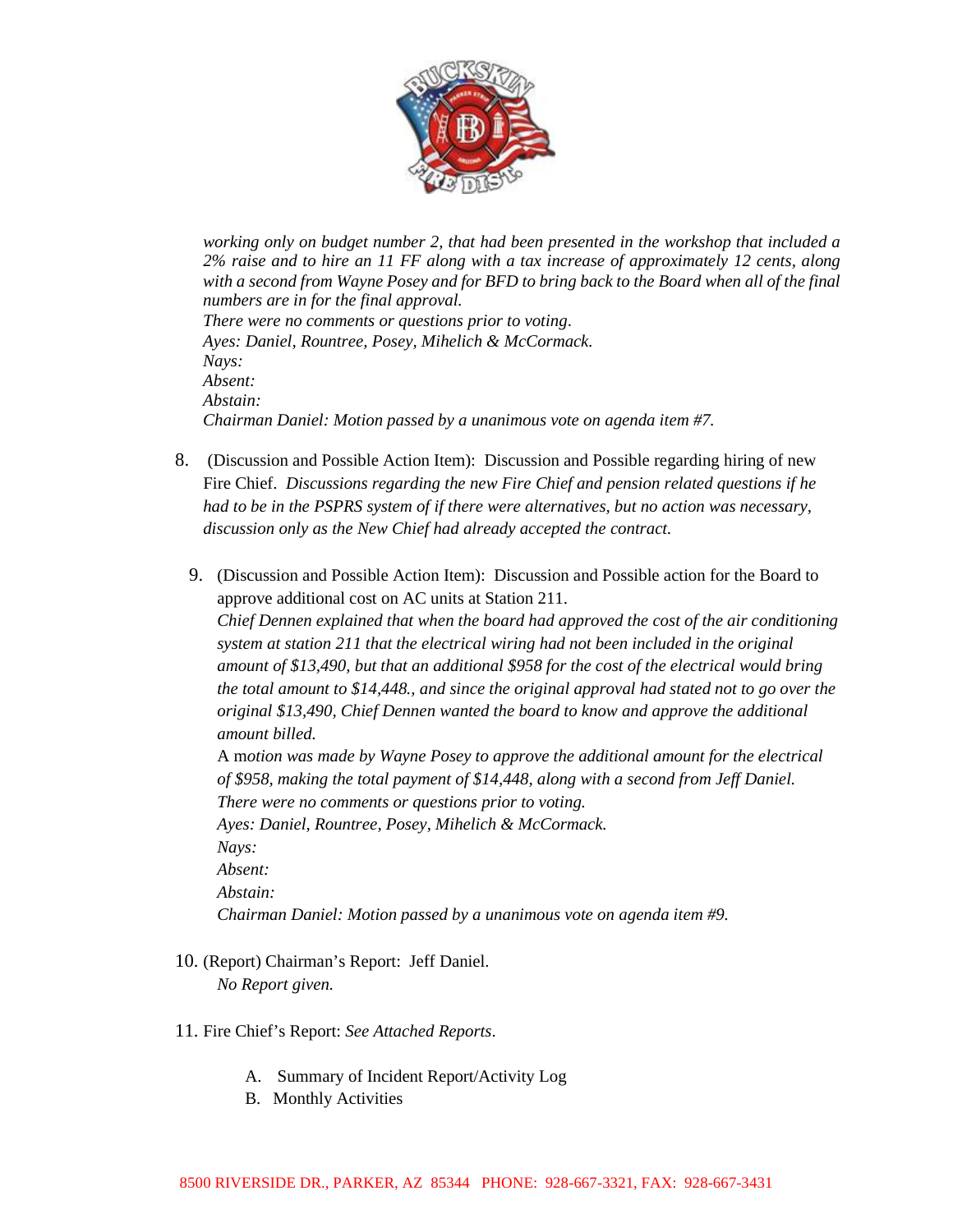*working only on budget number 2, that had been presented in the workshop that included a 2% raise and to hire an 11 FF along with a tax increase of approximately 12 cents, along with a second from Wayne Posey and for BFD to bring back to the Board when all of the final numbers are in for the final approval.*
*There were no comments or questions prior to voting.*
*Ayes: Daniel, Rountree, Posey, Mihelich & McCormack.*
*Nays:*
*Absent:*
*Abstain:*
*Chairman Daniel: Motion passed by a unanimous vote on agenda item #7.*

8. (Discussion and Possible Action Item): Discussion and Possible regarding hiring of new Fire Chief. *Discussions regarding the new Fire Chief and pension related questions if he had to be in the PSPRS system of if there were alternatives, but no action was necessary, discussion only as the New Chief had already accepted the contract.*

9. (Discussion and Possible Action Item): Discussion and Possible action for the Board to approve additional cost on AC units at Station 211.
*Chief Dennen explained that when the board had approved the cost of the air conditioning system at station 211 that the electrical wiring had not been included in the original amount of $13,490, but that an additional $958 for the cost of the electrical would bring the total amount to $14,448., and since the original approval had stated not to go over the original $13,490, Chief Dennen wanted the board to know and approve the additional amount billed.*
A m*otion was made by Wayne Posey to approve the additional amount for the electrical of $958, making the total payment of $14,448, along with a second from Jeff Daniel.*
*There were no comments or questions prior to voting.*
*Ayes: Daniel, Rountree, Posey, Mihelich & McCormack.*
*Nays:*
*Absent:*
*Abstain:*
*Chairman Daniel: Motion passed by a unanimous vote on agenda item #9.*

10. (Report) Chairman's Report: Jeff Daniel.
*No Report given.*

11. Fire Chief's Report: *See Attached Reports*.

    A. Summary of Incident Report/Activity Log
    B. Monthly Activities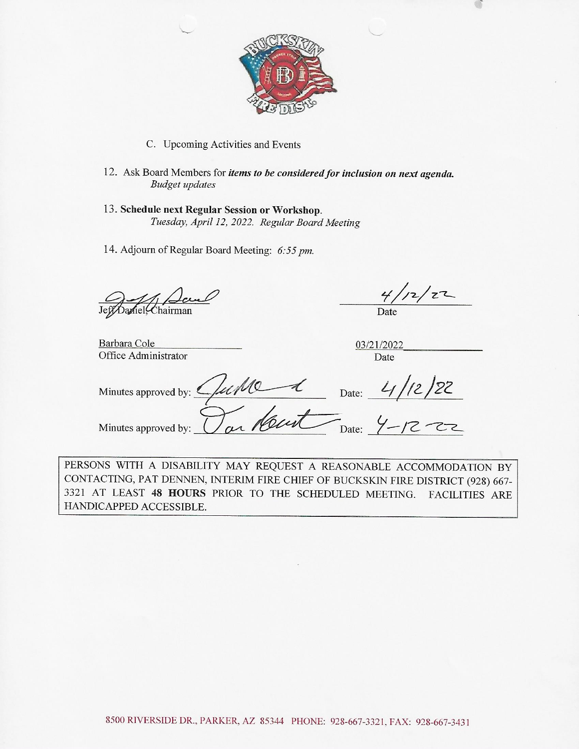C. Upcoming Activities and Events

12. Ask Board Members for ***items to be considered for inclusion on next agenda.***
    *Budget updates*

13. **Schedule next Regular Session or Workshop**.
    *Tuesday, April 12, 2022. Regular Board Meeting*

14. Adjourn of Regular Board Meeting: *6:55 pm.*

Jeff Daniel, Chairman — Date: 4/12/22

Barbara Cole
Office Administrator — Date: 03/21/2022

Minutes approved by: ____________ Date: 4/12/22

Minutes approved by: ____________ Date: 4-12-22

PERSONS WITH A DISABILITY MAY REQUEST A REASONABLE ACCOMMODATION BY CONTACTING, PAT DENNEN, INTERIM FIRE CHIEF OF BUCKSKIN FIRE DISTRICT (928) 667-3321 AT LEAST **48 HOURS** PRIOR TO THE SCHEDULED MEETING. FACILITIES ARE HANDICAPPED ACCESSIBLE.

8500 RIVERSIDE DR., PARKER, AZ 85344 PHONE: 928-667-3321, FAX: 928-667-3431